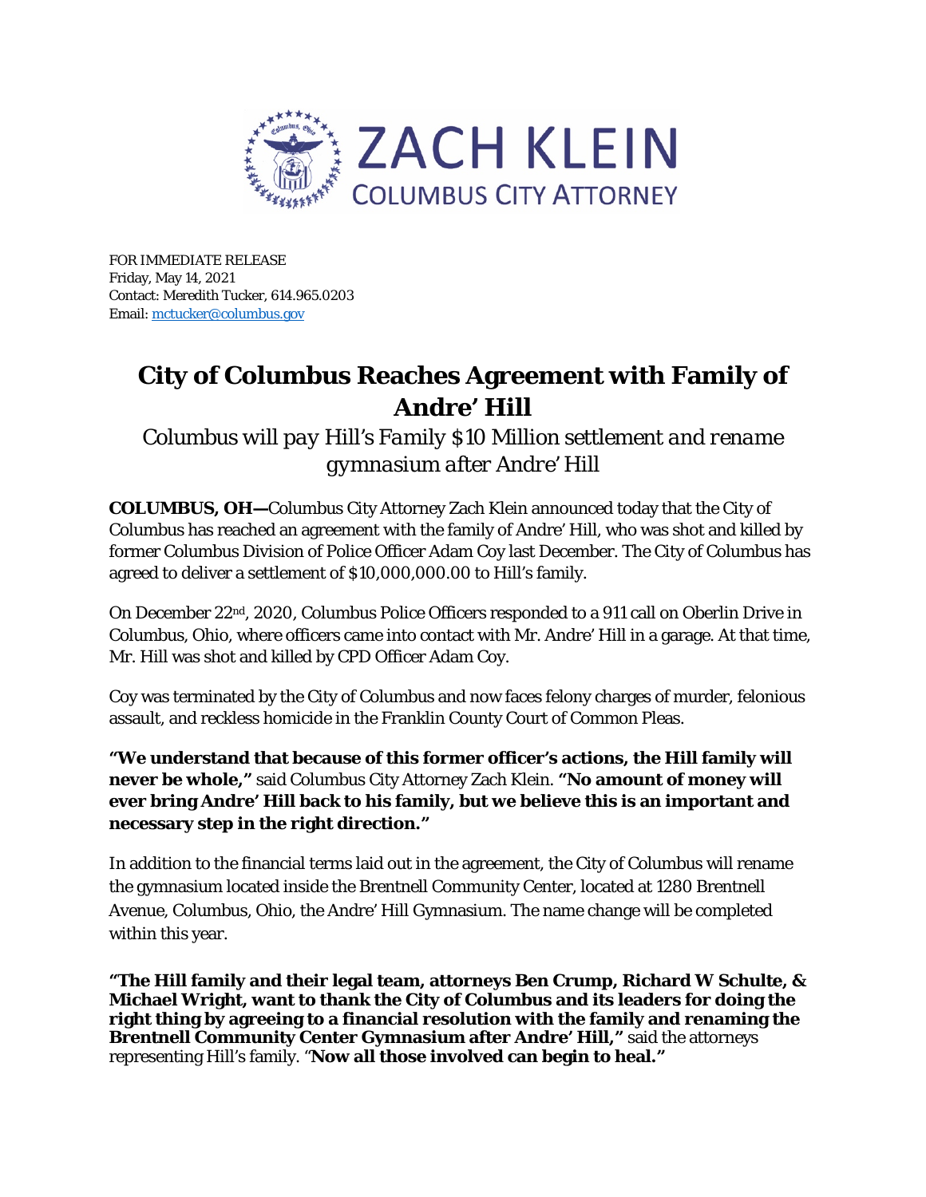ZACH KLEIN
COLUMBUS CITY ATTORNEY

FOR IMMEDIATE RELEASE
Friday, May 14, 2021
Contact: Meredith Tucker, 614.965.0203
Email: mctucker@columbus.gov

# City of Columbus Reaches Agreement with Family of Andre' Hill

*Columbus will pay Hill's Family $10 Million settlement and rename gymnasium after Andre' Hill*

**COLUMBUS, OH—**Columbus City Attorney Zach Klein announced today that the City of Columbus has reached an agreement with the family of Andre' Hill, who was shot and killed by former Columbus Division of Police Officer Adam Coy last December. The City of Columbus has agreed to deliver a settlement of $10,000,000.00 to Hill's family.

On December 22nd, 2020, Columbus Police Officers responded to a 911 call on Oberlin Drive in Columbus, Ohio, where officers came into contact with Mr. Andre' Hill in a garage. At that time, Mr. Hill was shot and killed by CPD Officer Adam Coy.

Coy was terminated by the City of Columbus and now faces felony charges of murder, felonious assault, and reckless homicide in the Franklin County Court of Common Pleas.

**"We understand that because of this former officer's actions, the Hill family will never be whole,"** said Columbus City Attorney Zach Klein. **"No amount of money will ever bring Andre' Hill back to his family, but we believe this is an important and necessary step in the right direction."**

In addition to the financial terms laid out in the agreement, the City of Columbus will rename the gymnasium located inside the Brentnell Community Center, located at 1280 Brentnell Avenue, Columbus, Ohio, the Andre' Hill Gymnasium. The name change will be completed within this year.

**"The Hill family and their legal team, attorneys Ben Crump, Richard W Schulte, & Michael Wright, want to thank the City of Columbus and its leaders for doing the right thing by agreeing to a financial resolution with the family and renaming the Brentnell Community Center Gymnasium after Andre' Hill,"** said the attorneys representing Hill's family. "**Now all those involved can begin to heal."**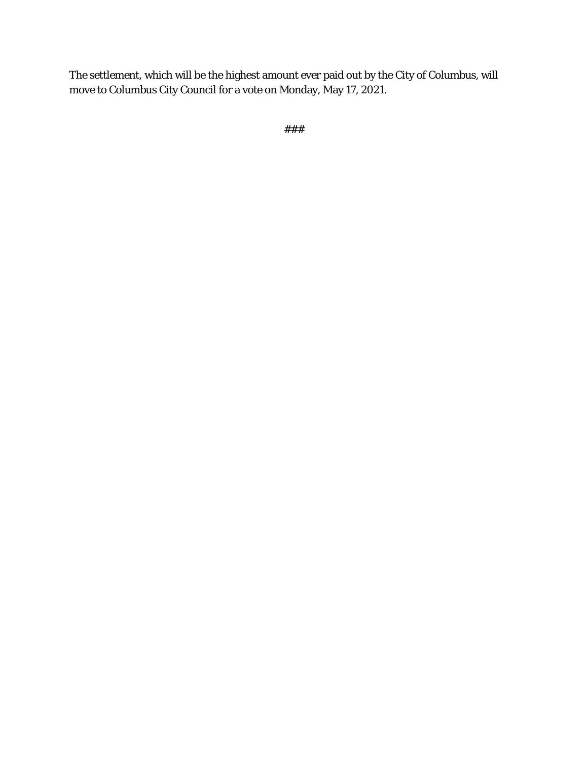The settlement, which will be the highest amount ever paid out by the City of Columbus, will move to Columbus City Council for a vote on Monday, May 17, 2021.

###